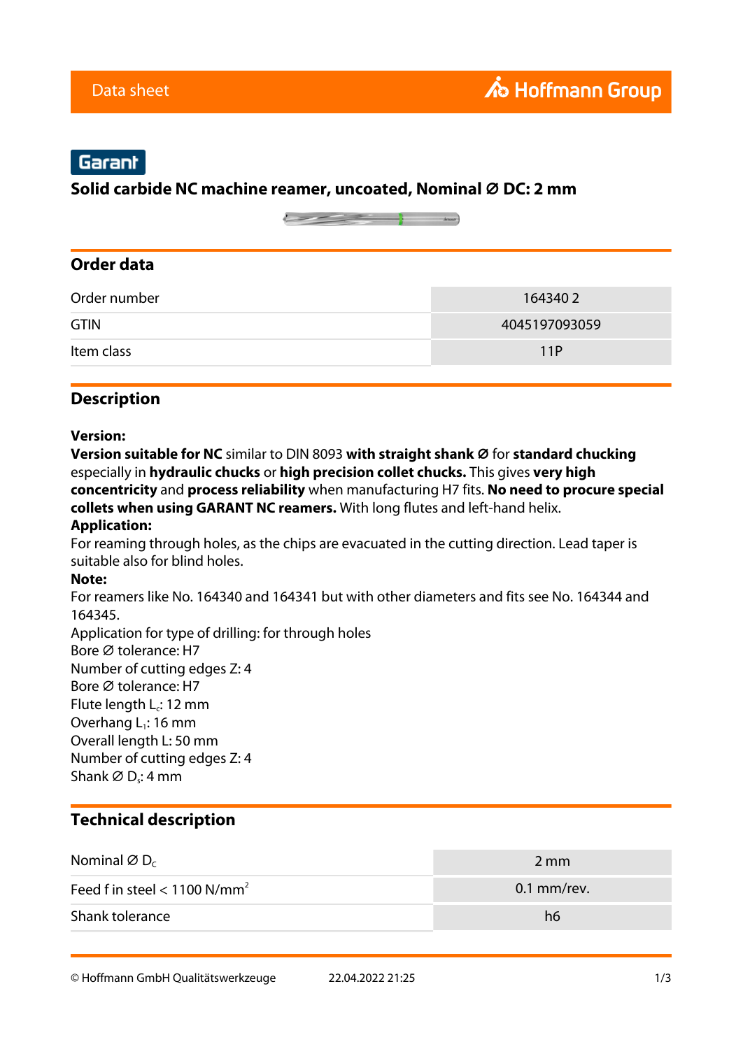Data sheet

Garant

# Solid carbide NC machine reamer, uncoated, Nominal Ø DC: 2 mm

## Order data

| | |
|---|---|
| Order number | 164340 2 |
| GTIN | 4045197093059 |
| Item class | 11P |

## Description

**Version:**
**Version suitable for NC** similar to DIN 8093 **with straight shank Ø** for **standard chucking** especially in **hydraulic chucks** or **high precision collet chucks.** This gives **very high concentricity** and **process reliability** when manufacturing H7 fits. **No need to procure special collets when using GARANT NC reamers.** With long flutes and left-hand helix.
**Application:**
For reaming through holes, as the chips are evacuated in the cutting direction. Lead taper is suitable also for blind holes.
**Note:**
For reamers like No. 164340 and 164341 but with other diameters and fits see No. 164344 and 164345.
Application for type of drilling: for through holes
Bore Ø tolerance: H7
Number of cutting edges Z: 4
Bore Ø tolerance: H7
Flute length $L_c$: 12 mm
Overhang $L_1$: 16 mm
Overall length L: 50 mm
Number of cutting edges Z: 4
Shank Ø $D_s$: 4 mm

## Technical description

| | |
|---|---|
| Nominal Ø $D_c$ | 2 mm |
| Feed f in steel < 1100 N/mm$^2$ | 0.1 mm/rev. |
| Shank tolerance | h6 |

© Hoffmann GmbH Qualitätswerkzeuge 22.04.2022 21:25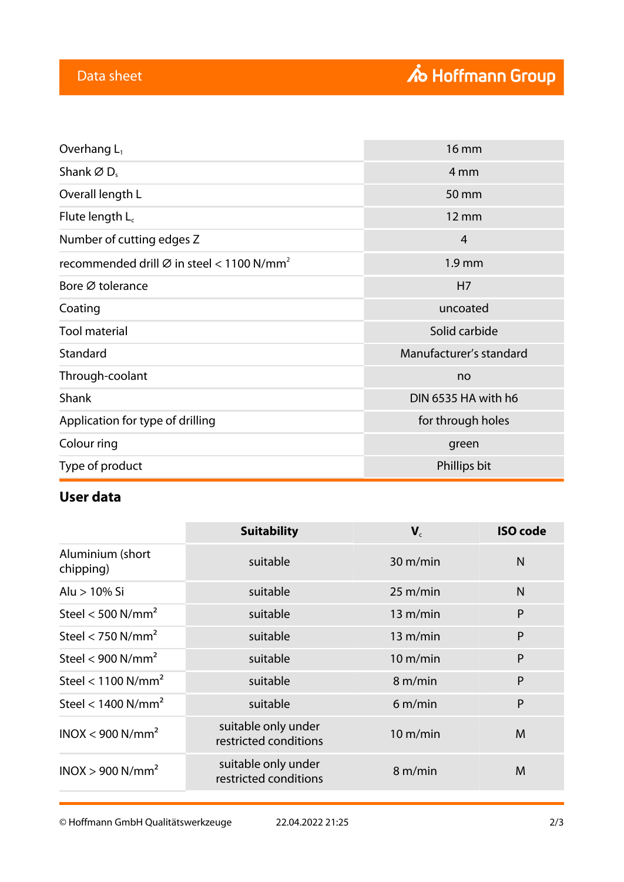| | |
|---|---|
| Overhang $L_1$ | 16 mm |
| Shank Ø $D_s$ | 4 mm |
| Overall length L | 50 mm |
| Flute length $L_c$ | 12 mm |
| Number of cutting edges Z | 4 |
| recommended drill Ø in steel < 1100 N/mm² | 1.9 mm |
| Bore Ø tolerance | H7 |
| Coating | uncoated |
| Tool material | Solid carbide |
| Standard | Manufacturer's standard |
| Through-coolant | no |
| Shank | DIN 6535 HA with h6 |
| Application for type of drilling | for through holes |
| Colour ring | green |
| Type of product | Phillips bit |

## User data

| | Suitability | $V_c$ | ISO code |
|---|---|---|---|
| Aluminium (short chipping) | suitable | 30 m/min | N |
| Alu > 10% Si | suitable | 25 m/min | N |
| Steel < 500 N/mm² | suitable | 13 m/min | P |
| Steel < 750 N/mm² | suitable | 13 m/min | P |
| Steel < 900 N/mm² | suitable | 10 m/min | P |
| Steel < 1100 N/mm² | suitable | 8 m/min | P |
| Steel < 1400 N/mm² | suitable | 6 m/min | P |
| INOX < 900 N/mm² | suitable only under restricted conditions | 10 m/min | M |
| INOX > 900 N/mm² | suitable only under restricted conditions | 8 m/min | M |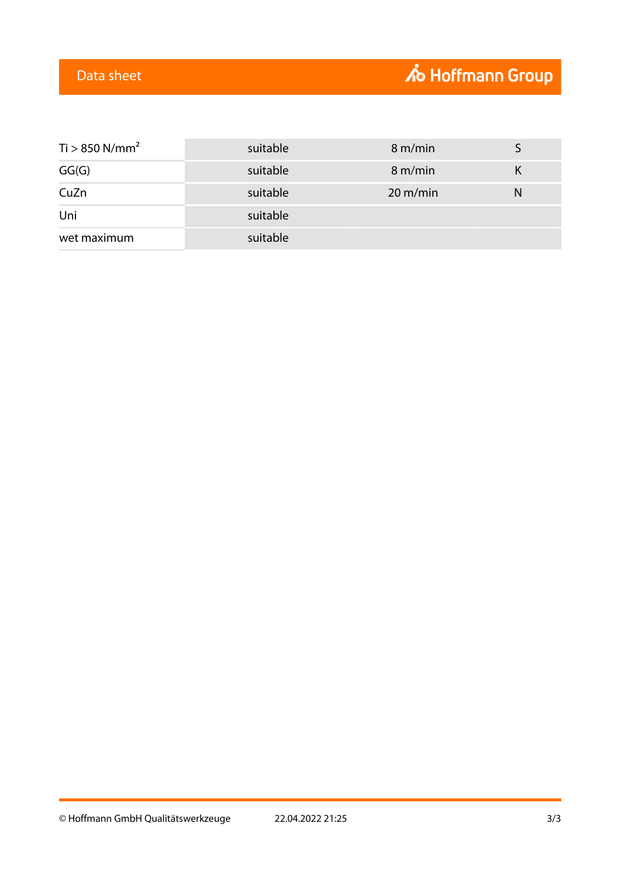| | | | |
|---|---|---|---|
| Ti > 850 N/mm² | suitable | 8 m/min | S |
| GG(G) | suitable | 8 m/min | K |
| CuZn | suitable | 20 m/min | N |
| Uni | suitable | | |
| wet maximum | suitable | | |